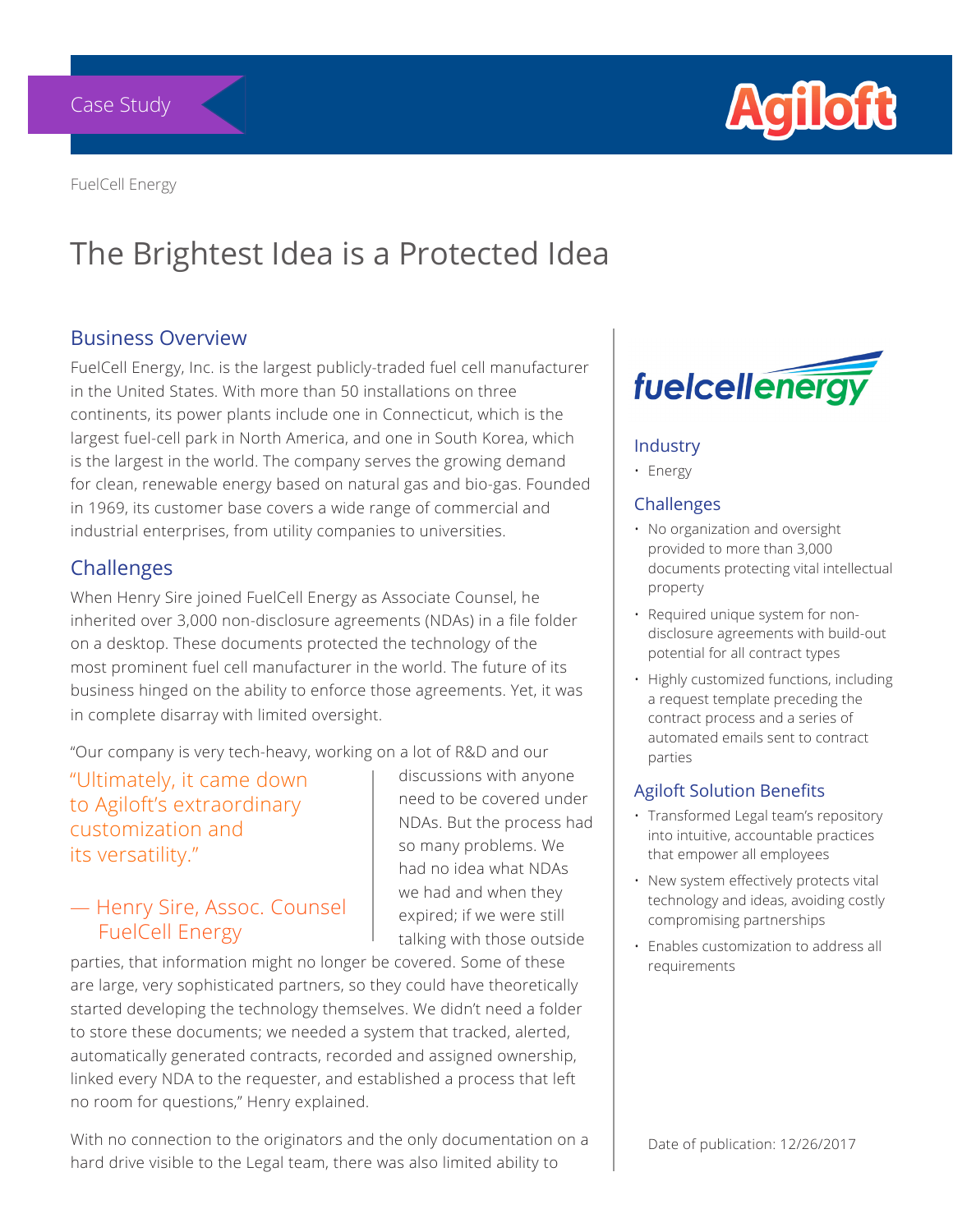Case Study

FuelCell Energy

# The Brightest Idea is a Protected Idea

## Business Overview

FuelCell Energy, Inc. is the largest publicly-traded fuel cell manufacturer in the United States. With more than 50 installations on three continents, its power plants include one in Connecticut, which is the largest fuel-cell park in North America, and one in South Korea, which is the largest in the world. The company serves the growing demand for clean, renewable energy based on natural gas and bio-gas. Founded in 1969, its customer base covers a wide range of commercial and industrial enterprises, from utility companies to universities.

## Challenges

When Henry Sire joined FuelCell Energy as Associate Counsel, he inherited over 3,000 non-disclosure agreements (NDAs) in a file folder on a desktop. These documents protected the technology of the most prominent fuel cell manufacturer in the world. The future of its business hinged on the ability to enforce those agreements. Yet, it was in complete disarray with limited oversight.

> "Ultimately, it came down to Agiloft's extraordinary customization and its versatility."
>
> — Henry Sire, Assoc. Counsel FuelCell Energy

"Our company is very tech-heavy, working on a lot of R&D and our discussions with anyone need to be covered under NDAs. But the process had so many problems. We had no idea what NDAs we had and when they expired; if we were still talking with those outside parties, that information might no longer be covered. Some of these are large, very sophisticated partners, so they could have theoretically started developing the technology themselves. We didn't need a folder to store these documents; we needed a system that tracked, alerted, automatically generated contracts, recorded and assigned ownership, linked every NDA to the requester, and established a process that left no room for questions," Henry explained.

With no connection to the originators and the only documentation on a hard drive visible to the Legal team, there was also limited ability to

### Industry

- Energy

### Challenges

- No organization and oversight provided to more than 3,000 documents protecting vital intellectual property
- Required unique system for non-disclosure agreements with build-out potential for all contract types
- Highly customized functions, including a request template preceding the contract process and a series of automated emails sent to contract parties

### Agiloft Solution Benefits

- Transformed Legal team's repository into intuitive, accountable practices that empower all employees
- New system effectively protects vital technology and ideas, avoiding costly compromising partnerships
- Enables customization to address all requirements

Date of publication: 12/26/2017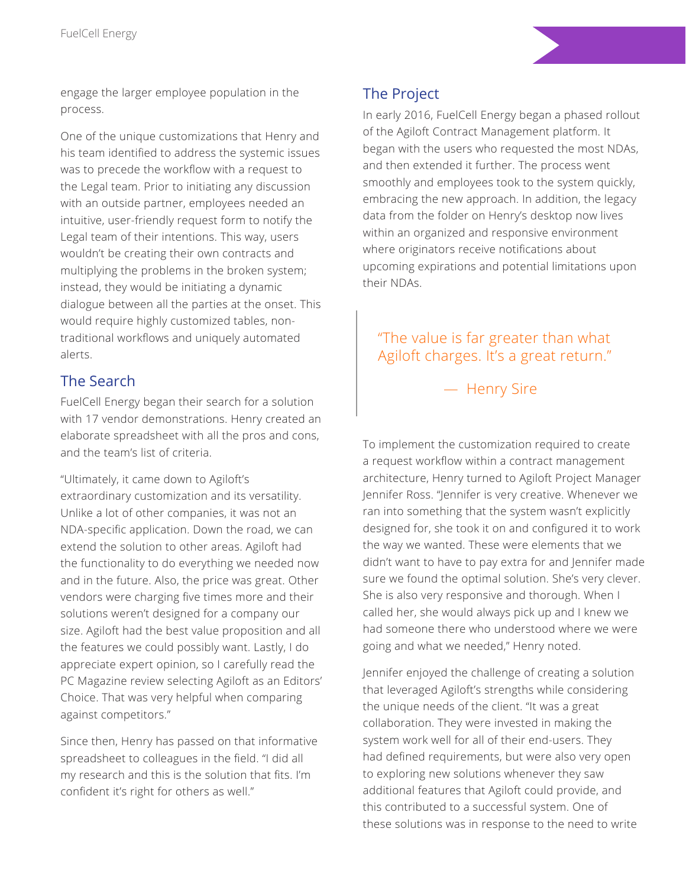engage the larger employee population in the process.

One of the unique customizations that Henry and his team identified to address the systemic issues was to precede the workflow with a request to the Legal team. Prior to initiating any discussion with an outside partner, employees needed an intuitive, user-friendly request form to notify the Legal team of their intentions. This way, users wouldn't be creating their own contracts and multiplying the problems in the broken system; instead, they would be initiating a dynamic dialogue between all the parties at the onset. This would require highly customized tables, non-traditional workflows and uniquely automated alerts.

## The Search

FuelCell Energy began their search for a solution with 17 vendor demonstrations. Henry created an elaborate spreadsheet with all the pros and cons, and the team's list of criteria.

"Ultimately, it came down to Agiloft's extraordinary customization and its versatility. Unlike a lot of other companies, it was not an NDA-specific application. Down the road, we can extend the solution to other areas. Agiloft had the functionality to do everything we needed now and in the future. Also, the price was great. Other vendors were charging five times more and their solutions weren't designed for a company our size. Agiloft had the best value proposition and all the features we could possibly want. Lastly, I do appreciate expert opinion, so I carefully read the PC Magazine review selecting Agiloft as an Editors' Choice. That was very helpful when comparing against competitors."

Since then, Henry has passed on that informative spreadsheet to colleagues in the field. "I did all my research and this is the solution that fits. I'm confident it's right for others as well."

## The Project

In early 2016, FuelCell Energy began a phased rollout of the Agiloft Contract Management platform. It began with the users who requested the most NDAs, and then extended it further. The process went smoothly and employees took to the system quickly, embracing the new approach. In addition, the legacy data from the folder on Henry's desktop now lives within an organized and responsive environment where originators receive notifications about upcoming expirations and potential limitations upon their NDAs.

> "The value is far greater than what Agiloft charges. It's a great return."
>
> — Henry Sire

To implement the customization required to create a request workflow within a contract management architecture, Henry turned to Agiloft Project Manager Jennifer Ross. "Jennifer is very creative. Whenever we ran into something that the system wasn't explicitly designed for, she took it on and configured it to work the way we wanted. These were elements that we didn't want to have to pay extra for and Jennifer made sure we found the optimal solution. She's very clever. She is also very responsive and thorough. When I called her, she would always pick up and I knew we had someone there who understood where we were going and what we needed," Henry noted.

Jennifer enjoyed the challenge of creating a solution that leveraged Agiloft's strengths while considering the unique needs of the client. "It was a great collaboration. They were invested in making the system work well for all of their end-users. They had defined requirements, but were also very open to exploring new solutions whenever they saw additional features that Agiloft could provide, and this contributed to a successful system. One of these solutions was in response to the need to write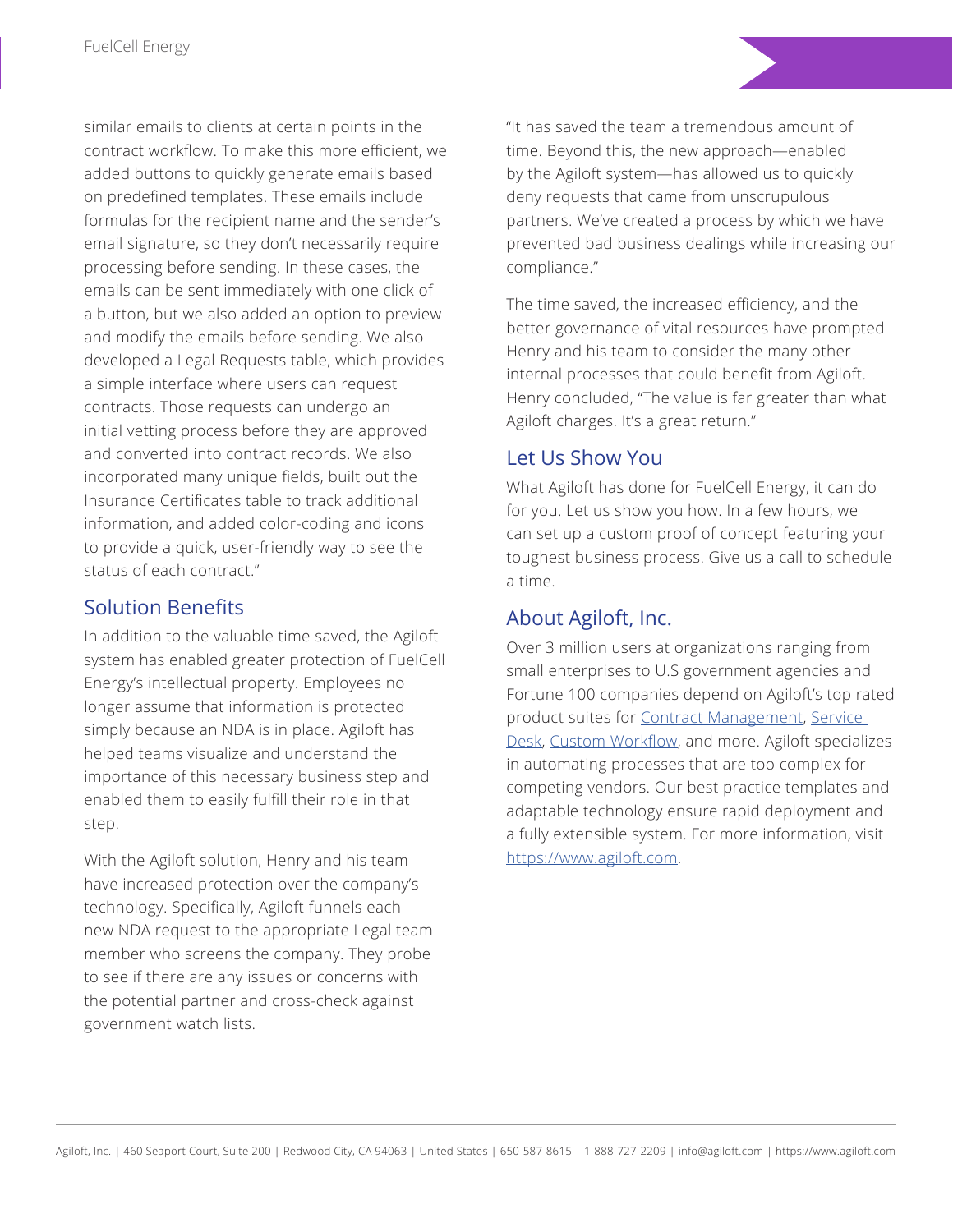similar emails to clients at certain points in the contract workflow. To make this more efficient, we added buttons to quickly generate emails based on predefined templates. These emails include formulas for the recipient name and the sender's email signature, so they don't necessarily require processing before sending. In these cases, the emails can be sent immediately with one click of a button, but we also added an option to preview and modify the emails before sending. We also developed a Legal Requests table, which provides a simple interface where users can request contracts. Those requests can undergo an initial vetting process before they are approved and converted into contract records. We also incorporated many unique fields, built out the Insurance Certificates table to track additional information, and added color-coding and icons to provide a quick, user-friendly way to see the status of each contract."

## Solution Benefits

In addition to the valuable time saved, the Agiloft system has enabled greater protection of FuelCell Energy's intellectual property. Employees no longer assume that information is protected simply because an NDA is in place. Agiloft has helped teams visualize and understand the importance of this necessary business step and enabled them to easily fulfill their role in that step.

With the Agiloft solution, Henry and his team have increased protection over the company's technology. Specifically, Agiloft funnels each new NDA request to the appropriate Legal team member who screens the company. They probe to see if there are any issues or concerns with the potential partner and cross-check against government watch lists.

"It has saved the team a tremendous amount of time. Beyond this, the new approach—enabled by the Agiloft system—has allowed us to quickly deny requests that came from unscrupulous partners. We've created a process by which we have prevented bad business dealings while increasing our compliance."

The time saved, the increased efficiency, and the better governance of vital resources have prompted Henry and his team to consider the many other internal processes that could benefit from Agiloft. Henry concluded, "The value is far greater than what Agiloft charges. It's a great return."

## Let Us Show You

What Agiloft has done for FuelCell Energy, it can do for you. Let us show you how. In a few hours, we can set up a custom proof of concept featuring your toughest business process. Give us a call to schedule a time.

## About Agiloft, Inc.

Over 3 million users at organizations ranging from small enterprises to U.S government agencies and Fortune 100 companies depend on Agiloft's top rated product suites for [Contract Management](), [Service Desk](), [Custom Workflow](), and more. Agiloft specializes in automating processes that are too complex for competing vendors. Our best practice templates and adaptable technology ensure rapid deployment and a fully extensible system. For more information, visit [https://www.agiloft.com](https://www.agiloft.com).

Agiloft, Inc. | 460 Seaport Court, Suite 200 | Redwood City, CA 94063 | United States | 650-587-8615 | 1-888-727-2209 | info@agiloft.com | https://www.agiloft.com